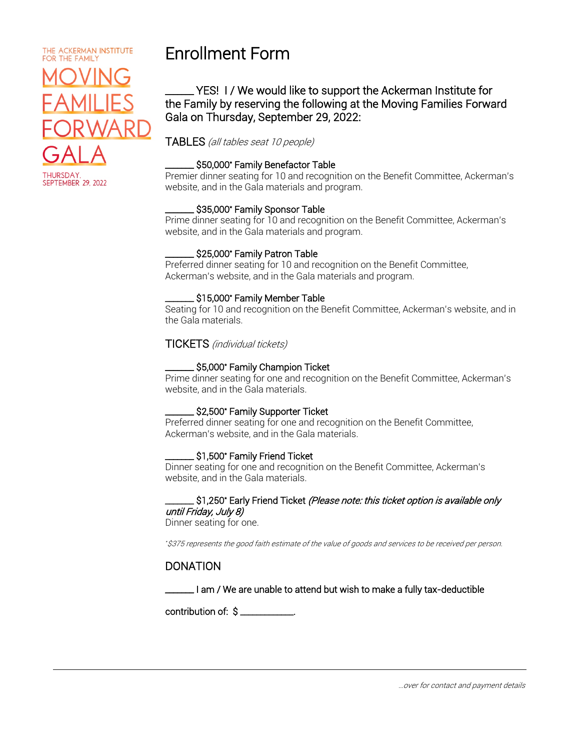THE ACKERMAN INSTITUTE FOR THE FAMILY

MOVING FAMILIES FORWARD GALA

THURSDAY, SEPTEMBER 29, 2022

# Enrollment Form

_____ YES! I / We would like to support the Ackerman Institute for the Family by reserving the following at the Moving Families Forward Gala on Thursday, September 29, 2022:

## TABLES *(all tables seat 10 people)*

______ $50,000* Family Benefactor Table
Premier dinner seating for 10 and recognition on the Benefit Committee, Ackerman's website, and in the Gala materials and program.

______ $35,000* Family Sponsor Table
Prime dinner seating for 10 and recognition on the Benefit Committee, Ackerman's website, and in the Gala materials and program.

______ $25,000* Family Patron Table
Preferred dinner seating for 10 and recognition on the Benefit Committee, Ackerman's website, and in the Gala materials and program.

______ $15,000* Family Member Table
Seating for 10 and recognition on the Benefit Committee, Ackerman's website, and in the Gala materials.

## TICKETS *(individual tickets)*

______ $5,000* Family Champion Ticket
Prime dinner seating for one and recognition on the Benefit Committee, Ackerman's website, and in the Gala materials.

______ $2,500* Family Supporter Ticket
Preferred dinner seating for one and recognition on the Benefit Committee, Ackerman's website, and in the Gala materials.

______ $1,500* Family Friend Ticket
Dinner seating for one and recognition on the Benefit Committee, Ackerman's website, and in the Gala materials.

______ $1,250* Early Friend Ticket *(Please note: this ticket option is available only until Friday, July 8)*
Dinner seating for one.

*\*$375 represents the good faith estimate of the value of goods and services to be received per person.*

## DONATION

______ I am / We are unable to attend but wish to make a fully tax-deductible contribution of: $ ___________.

*...over for contact and payment details*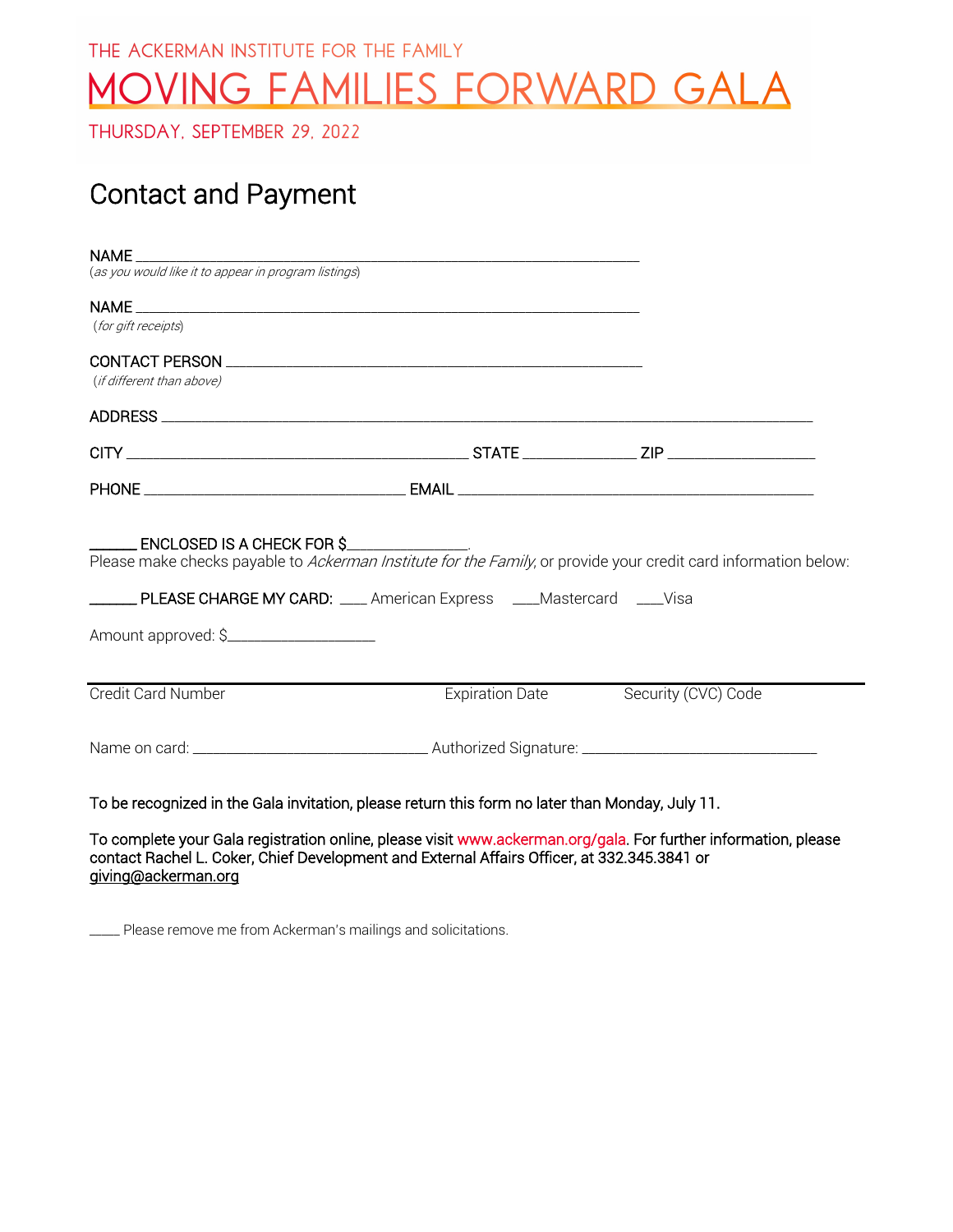THE ACKERMAN INSTITUTE FOR THE FAMILY

# MOVING FAMILIES FORWARD GALA

THURSDAY, SEPTEMBER 29, 2022

## Contact and Payment

NAME ___________________________________________________________________
(*as you would like it to appear in program listings*)

NAME ___________________________________________________________________
(*for gift receipts*)

CONTACT PERSON ___________________________________________________________
(*if different than above)*

ADDRESS _________________________________________________________________________________

CITY _____________________________________________ STATE _______________ ZIP ___________________

PHONE __________________________________ EMAIL _____________________________________________

_______ ENCLOSED IS A CHECK FOR $________________.
Please make checks payable to *Ackerman Institute for the Family*, or provide your credit card information below:

_______ PLEASE CHARGE MY CARD: ____ American Express ____Mastercard ____Visa

Amount approved: $____________________

Credit Card Number                    Expiration Date                    Security (CVC) Code

Name on card: _______________________________ Authorized Signature: _______________________________

To be recognized in the Gala invitation, please return this form no later than Monday, July 11.

To complete your Gala registration online, please visit www.ackerman.org/gala. For further information, please contact Rachel L. Coker, Chief Development and External Affairs Officer, at 332.345.3841 or giving@ackerman.org

_____ Please remove me from Ackerman's mailings and solicitations.